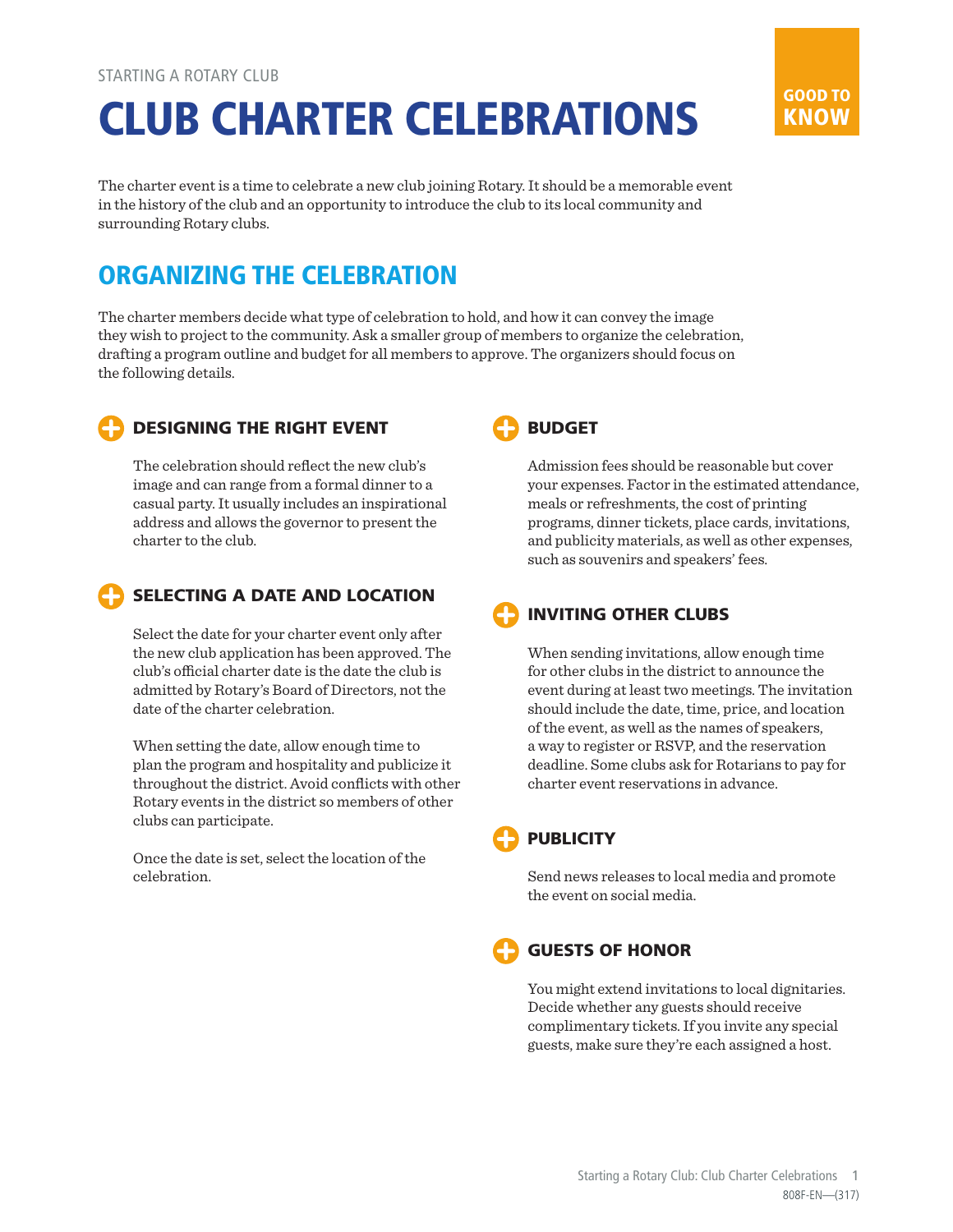STARTING A ROTARY CLUB

# CLUB CHARTER CELEBRATIONS

GOOD TO KNOW

The charter event is a time to celebrate a new club joining Rotary. It should be a memorable event in the history of the club and an opportunity to introduce the club to its local community and surrounding Rotary clubs.

## ORGANIZING THE CELEBRATION

The charter members decide what type of celebration to hold, and how it can convey the image they wish to project to the community. Ask a smaller group of members to organize the celebration, drafting a program outline and budget for all members to approve. The organizers should focus on the following details.

### DESIGNING THE RIGHT EVENT

The celebration should reflect the new club's image and can range from a formal dinner to a casual party. It usually includes an inspirational address and allows the governor to present the charter to the club.

### SELECTING A DATE AND LOCATION

Select the date for your charter event only after the new club application has been approved. The club's official charter date is the date the club is admitted by Rotary's Board of Directors, not the date of the charter celebration.

When setting the date, allow enough time to plan the program and hospitality and publicize it throughout the district. Avoid conflicts with other Rotary events in the district so members of other clubs can participate.

Once the date is set, select the location of the celebration.

### BUDGET

Admission fees should be reasonable but cover your expenses. Factor in the estimated attendance, meals or refreshments, the cost of printing programs, dinner tickets, place cards, invitations, and publicity materials, as well as other expenses, such as souvenirs and speakers' fees.

### INVITING OTHER CLUBS

When sending invitations, allow enough time for other clubs in the district to announce the event during at least two meetings. The invitation should include the date, time, price, and location of the event, as well as the names of speakers, a way to register or RSVP, and the reservation deadline. Some clubs ask for Rotarians to pay for charter event reservations in advance.

### PUBLICITY

Send news releases to local media and promote the event on social media.

### GUESTS OF HONOR

You might extend invitations to local dignitaries. Decide whether any guests should receive complimentary tickets. If you invite any special guests, make sure they're each assigned a host.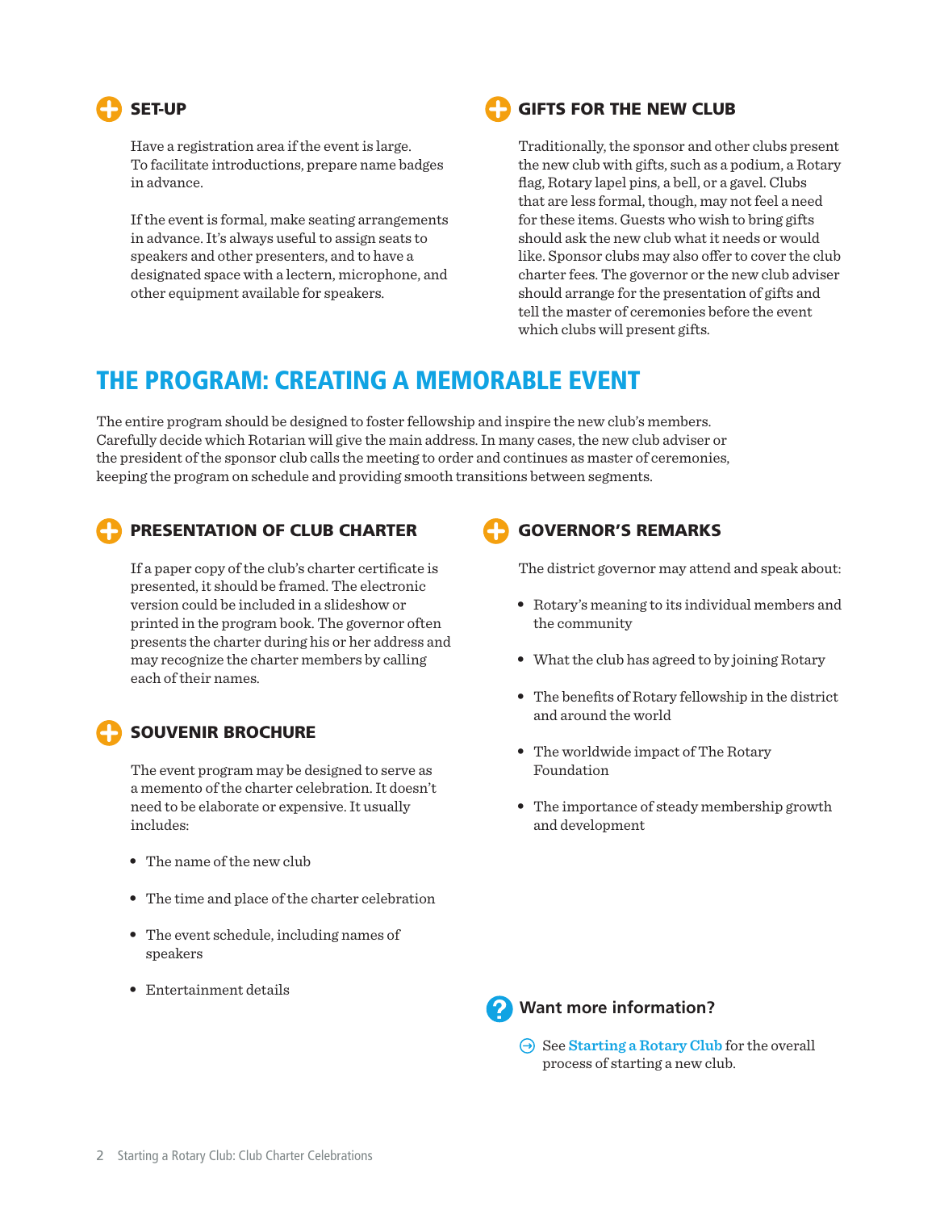### SET-UP

Have a registration area if the event is large. To facilitate introductions, prepare name badges in advance.

If the event is formal, make seating arrangements in advance. It's always useful to assign seats to speakers and other presenters, and to have a designated space with a lectern, microphone, and other equipment available for speakers.

### GIFTS FOR THE NEW CLUB

Traditionally, the sponsor and other clubs present the new club with gifts, such as a podium, a Rotary flag, Rotary lapel pins, a bell, or a gavel. Clubs that are less formal, though, may not feel a need for these items. Guests who wish to bring gifts should ask the new club what it needs or would like. Sponsor clubs may also offer to cover the club charter fees. The governor or the new club adviser should arrange for the presentation of gifts and tell the master of ceremonies before the event which clubs will present gifts.

## THE PROGRAM: CREATING A MEMORABLE EVENT

The entire program should be designed to foster fellowship and inspire the new club's members. Carefully decide which Rotarian will give the main address. In many cases, the new club adviser or the president of the sponsor club calls the meeting to order and continues as master of ceremonies, keeping the program on schedule and providing smooth transitions between segments.

### PRESENTATION OF CLUB CHARTER

If a paper copy of the club's charter certificate is presented, it should be framed. The electronic version could be included in a slideshow or printed in the program book. The governor often presents the charter during his or her address and may recognize the charter members by calling each of their names.

### SOUVENIR BROCHURE

The event program may be designed to serve as a memento of the charter celebration. It doesn't need to be elaborate or expensive. It usually includes:

- The name of the new club
- The time and place of the charter celebration
- The event schedule, including names of speakers
- Entertainment details

### GOVERNOR'S REMARKS

The district governor may attend and speak about:

- Rotary's meaning to its individual members and the community
- What the club has agreed to by joining Rotary
- The benefits of Rotary fellowship in the district and around the world
- The worldwide impact of The Rotary Foundation
- The importance of steady membership growth and development

### Want more information?

See **Starting a Rotary Club** for the overall process of starting a new club.